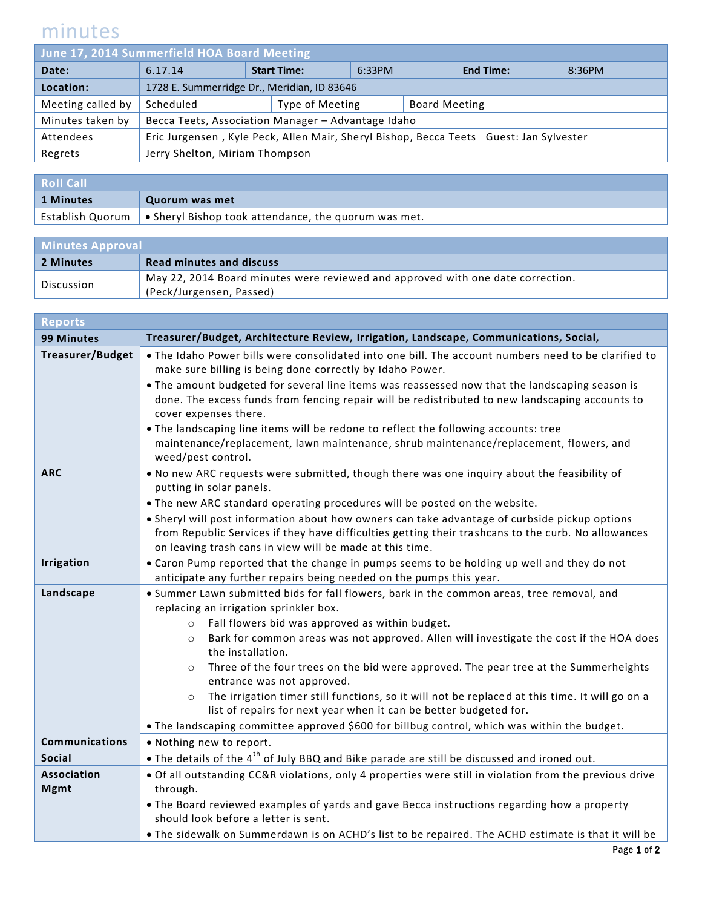# minutes

| June 17, 2014 Summerfield HOA Board Meeting | | | | | |
|---|---|---|---|---|---|
| **Date:** | 6.17.14 | **Start Time:** | 6:33PM | **End Time:** | 8:36PM |
| **Location:** | 1728 E. Summerridge Dr., Meridian, ID 83646 | | | | |
| Meeting called by | Scheduled | Type of Meeting | Board Meeting | | |
| Minutes taken by | Becca Teets, Association Manager – Advantage Idaho | | | | |
| Attendees | Eric Jurgensen , Kyle Peck, Allen Mair, Sheryl Bishop, Becca Teets Guest: Jan Sylvester | | | | |
| Regrets | Jerry Shelton, Miriam Thompson | | | | |

## Roll Call

| 1 Minutes | Quorum was met |
|---|---|
| Establish Quorum | • Sheryl Bishop took attendance, the quorum was met. |

## Minutes Approval

| 2 Minutes | Read minutes and discuss |
|---|---|
| Discussion | May 22, 2014 Board minutes were reviewed and approved with one date correction. (Peck/Jurgensen, Passed) |

## Reports

| 99 Minutes | Treasurer/Budget, Architecture Review, Irrigation, Landscape, Communications, Social, |
|---|---|
| **Treasurer/Budget** | • The Idaho Power bills were consolidated into one bill. The account numbers need to be clarified to make sure billing is being done correctly by Idaho Power.<br>• The amount budgeted for several line items was reassessed now that the landscaping season is done. The excess funds from fencing repair will be redistributed to new landscaping accounts to cover expenses there.<br>• The landscaping line items will be redone to reflect the following accounts: tree maintenance/replacement, lawn maintenance, shrub maintenance/replacement, flowers, and weed/pest control. |
| **ARC** | • No new ARC requests were submitted, though there was one inquiry about the feasibility of putting in solar panels.<br>• The new ARC standard operating procedures will be posted on the website.<br>• Sheryl will post information about how owners can take advantage of curbside pickup options from Republic Services if they have difficulties getting their trashcans to the curb. No allowances on leaving trash cans in view will be made at this time. |
| **Irrigation** | • Caron Pump reported that the change in pumps seems to be holding up well and they do not anticipate any further repairs being needed on the pumps this year. |
| **Landscape** | • Summer Lawn submitted bids for fall flowers, bark in the common areas, tree removal, and replacing an irrigation sprinkler box.<br>&nbsp;&nbsp;&nbsp;&nbsp;○ Fall flowers bid was approved as within budget.<br>&nbsp;&nbsp;&nbsp;&nbsp;○ Bark for common areas was not approved. Allen will investigate the cost if the HOA does the installation.<br>&nbsp;&nbsp;&nbsp;&nbsp;○ Three of the four trees on the bid were approved. The pear tree at the Summerheights entrance was not approved.<br>&nbsp;&nbsp;&nbsp;&nbsp;○ The irrigation timer still functions, so it will not be replaced at this time. It will go on a list of repairs for next year when it can be better budgeted for.<br>• The landscaping committee approved $600 for billbug control, which was within the budget. |
| **Communications** | • Nothing new to report. |
| **Social** | • The details of the 4th of July BBQ and Bike parade are still be discussed and ironed out. |
| **Association Mgmt** | • Of all outstanding CC&R violations, only 4 properties were still in violation from the previous drive through.<br>• The Board reviewed examples of yards and gave Becca instructions regarding how a property should look before a letter is sent.<br>• The sidewalk on Summerdawn is on ACHD's list to be repaired. The ACHD estimate is that it will be |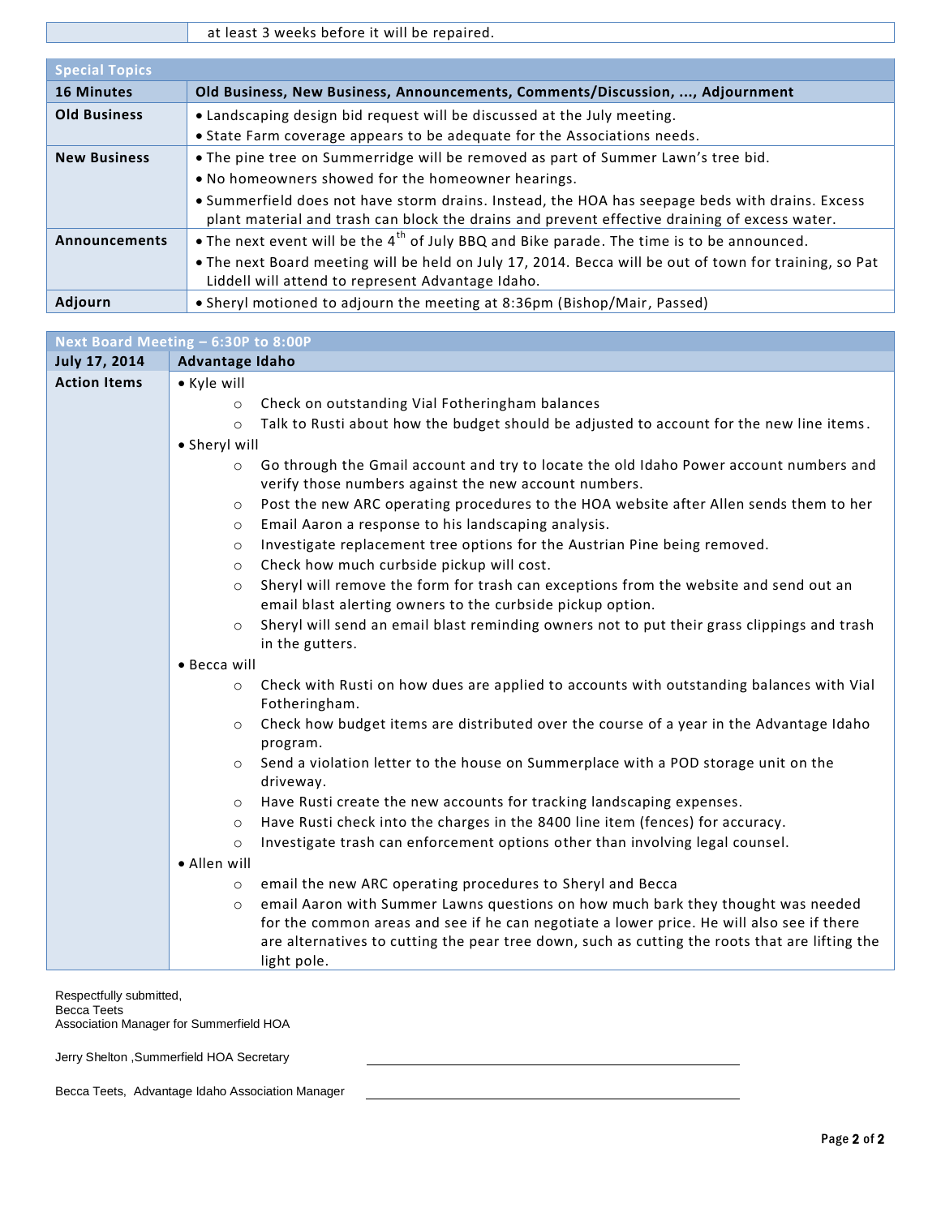| | |
|---|---|
| | at least 3 weeks before it will be repaired. |

| Special Topics | |
|---|---|
| **16 Minutes** | **Old Business, New Business, Announcements, Comments/Discussion, ..., Adjournment** |
| **Old Business** | • Landscaping design bid request will be discussed at the July meeting.<br>• State Farm coverage appears to be adequate for the Associations needs. |
| **New Business** | • The pine tree on Summerridge will be removed as part of Summer Lawn's tree bid.<br>• No homeowners showed for the homeowner hearings.<br>• Summerfield does not have storm drains. Instead, the HOA has seepage beds with drains. Excess plant material and trash can block the drains and prevent effective draining of excess water. |
| **Announcements** | • The next event will be the 4th of July BBQ and Bike parade. The time is to be announced.<br>• The next Board meeting will be held on July 17, 2014. Becca will be out of town for training, so Pat Liddell will attend to represent Advantage Idaho. |
| **Adjourn** | • Sheryl motioned to adjourn the meeting at 8:36pm (Bishop/Mair, Passed) |

| Next Board Meeting – 6:30P to 8:00P | |
|---|---|
| **July 17, 2014** | **Advantage Idaho** |
| **Action Items** | • Kyle will<br>  ○ Check on outstanding Vial Fotheringham balances<br>  ○ Talk to Rusti about how the budget should be adjusted to account for the new line items.<br>• Sheryl will<br>  ○ Go through the Gmail account and try to locate the old Idaho Power account numbers and verify those numbers against the new account numbers.<br>  ○ Post the new ARC operating procedures to the HOA website after Allen sends them to her<br>  ○ Email Aaron a response to his landscaping analysis.<br>  ○ Investigate replacement tree options for the Austrian Pine being removed.<br>  ○ Check how much curbside pickup will cost.<br>  ○ Sheryl will remove the form for trash can exceptions from the website and send out an email blast alerting owners to the curbside pickup option.<br>  ○ Sheryl will send an email blast reminding owners not to put their grass clippings and trash in the gutters.<br>• Becca will<br>  ○ Check with Rusti on how dues are applied to accounts with outstanding balances with Vial Fotheringham.<br>  ○ Check how budget items are distributed over the course of a year in the Advantage Idaho program.<br>  ○ Send a violation letter to the house on Summerplace with a POD storage unit on the driveway.<br>  ○ Have Rusti create the new accounts for tracking landscaping expenses.<br>  ○ Have Rusti check into the charges in the 8400 line item (fences) for accuracy.<br>  ○ Investigate trash can enforcement options other than involving legal counsel.<br>• Allen will<br>  ○ email the new ARC operating procedures to Sheryl and Becca<br>  ○ email Aaron with Summer Lawns questions on how much bark they thought was needed for the common areas and see if he can negotiate a lower price. He will also see if there are alternatives to cutting the pear tree down, such as cutting the roots that are lifting the light pole. |

Respectfully submitted,
Becca Teets
Association Manager for Summerfield HOA

Jerry Shelton ,Summerfield HOA Secretary ______________________________

Becca Teets, Advantage Idaho Association Manager ______________________________